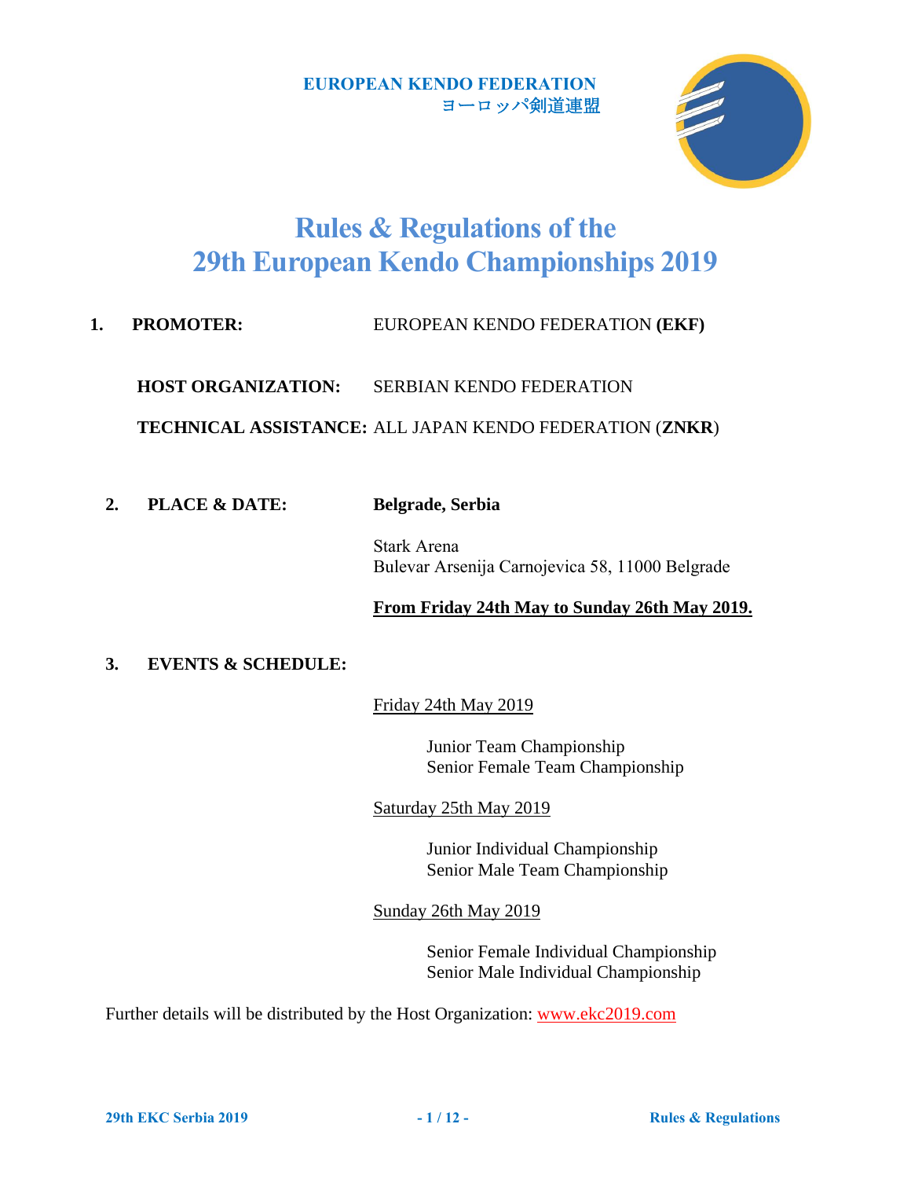**EUROPEAN KENDO FEDERATION**
ヨーロッパ剣道連盟

# Rules & Regulations of the 29th European Kendo Championships 2019

**1. PROMOTER:** EUROPEAN KENDO FEDERATION **(EKF)**

**HOST ORGANIZATION:** SERBIAN KENDO FEDERATION

**TECHNICAL ASSISTANCE:** ALL JAPAN KENDO FEDERATION (**ZNKR**)

**2. PLACE & DATE:** **Belgrade, Serbia**

Stark Arena
Bulevar Arsenija Carnojevica 58, 11000 Belgrade

**From Friday 24th May to Sunday 26th May 2019.**

**3. EVENTS & SCHEDULE:**

Friday 24th May 2019

- Junior Team Championship
- Senior Female Team Championship

Saturday 25th May 2019

- Junior Individual Championship
- Senior Male Team Championship

Sunday 26th May 2019

- Senior Female Individual Championship
- Senior Male Individual Championship

Further details will be distributed by the Host Organization: www.ekc2019.com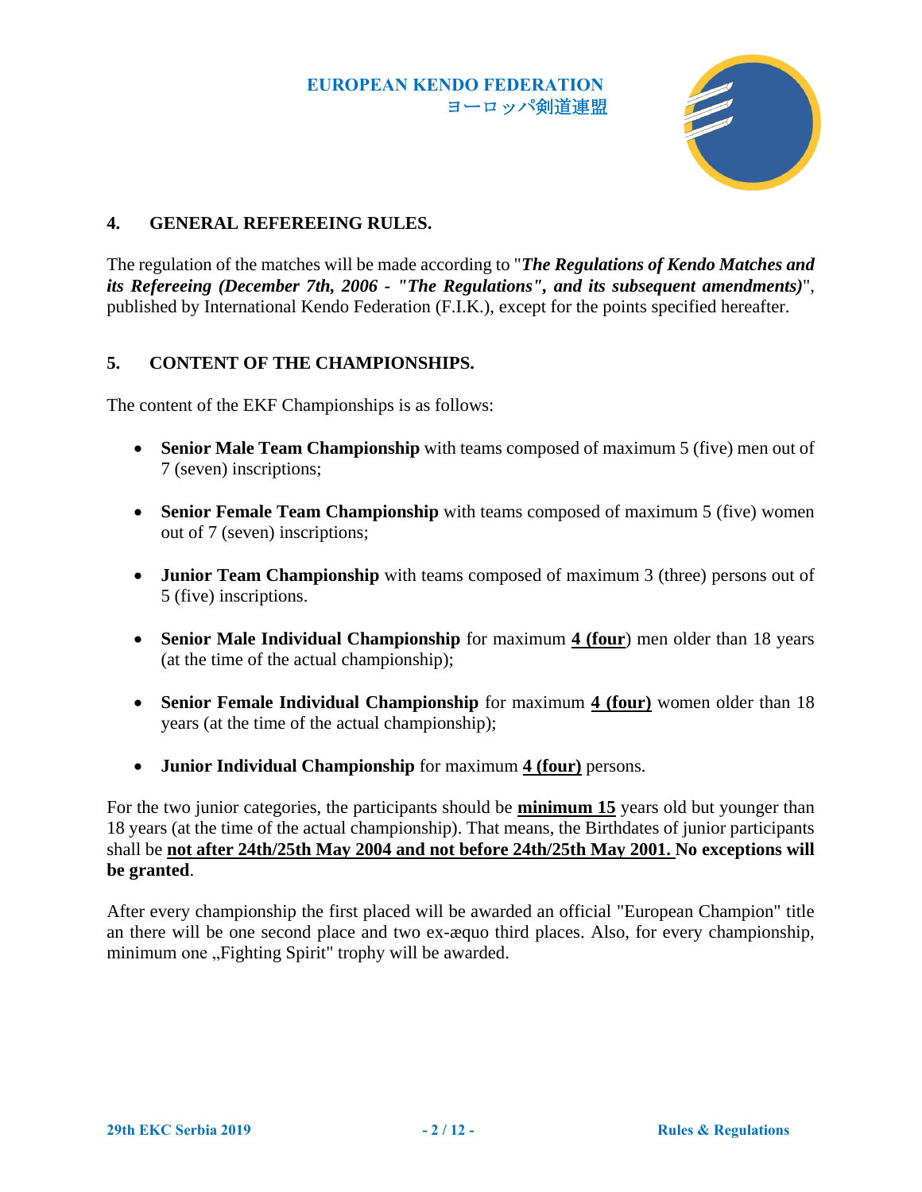## 4. GENERAL REFEREEING RULES.

The regulation of the matches will be made according to "***The Regulations of Kendo Matches and its Refereeing (December 7th, 2006 - "The Regulations", and its subsequent amendments)***", published by International Kendo Federation (F.I.K.), except for the points specified hereafter.

## 5. CONTENT OF THE CHAMPIONSHIPS.

The content of the EKF Championships is as follows:

- **Senior Male Team Championship** with teams composed of maximum 5 (five) men out of 7 (seven) inscriptions;
- **Senior Female Team Championship** with teams composed of maximum 5 (five) women out of 7 (seven) inscriptions;
- **Junior Team Championship** with teams composed of maximum 3 (three) persons out of 5 (five) inscriptions.
- **Senior Male Individual Championship** for maximum **4 (four**) men older than 18 years (at the time of the actual championship);
- **Senior Female Individual Championship** for maximum **4 (four)** women older than 18 years (at the time of the actual championship);
- **Junior Individual Championship** for maximum **4 (four)** persons.

For the two junior categories, the participants should be **minimum 15** years old but younger than 18 years (at the time of the actual championship). That means, the Birthdates of junior participants shall be **not after 24th/25th May 2004 and not before 24th/25th May 2001. No exceptions will be granted**.

After every championship the first placed will be awarded an official "European Champion" title an there will be one second place and two ex-æquo third places. Also, for every championship, minimum one „Fighting Spirit" trophy will be awarded.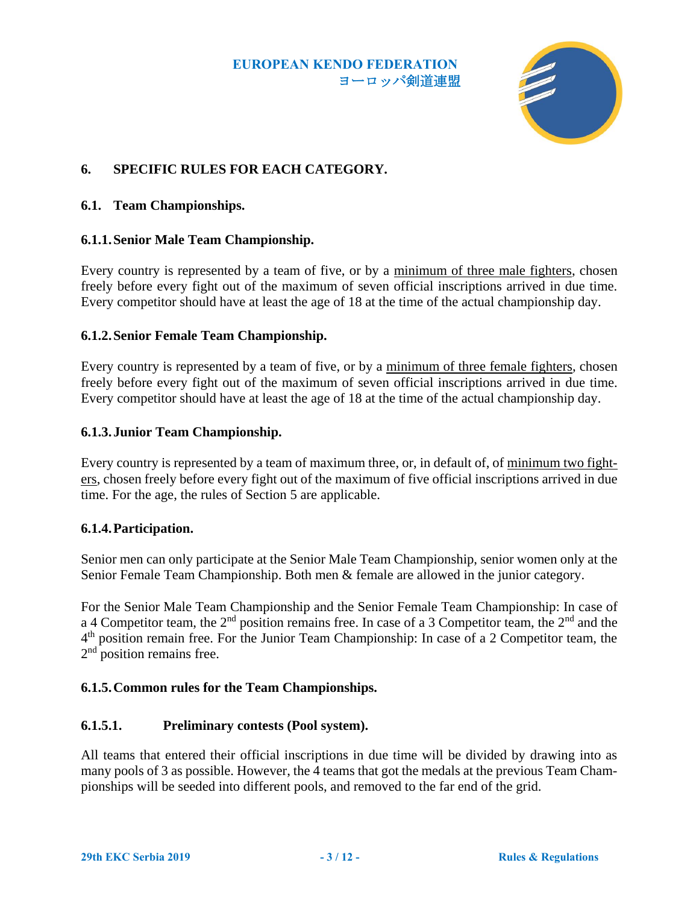## 6. SPECIFIC RULES FOR EACH CATEGORY.

### 6.1. Team Championships.

#### 6.1.1. Senior Male Team Championship.

Every country is represented by a team of five, or by a minimum of three male fighters, chosen freely before every fight out of the maximum of seven official inscriptions arrived in due time. Every competitor should have at least the age of 18 at the time of the actual championship day.

#### 6.1.2. Senior Female Team Championship.

Every country is represented by a team of five, or by a minimum of three female fighters, chosen freely before every fight out of the maximum of seven official inscriptions arrived in due time. Every competitor should have at least the age of 18 at the time of the actual championship day.

#### 6.1.3. Junior Team Championship.

Every country is represented by a team of maximum three, or, in default of, of minimum two fighters, chosen freely before every fight out of the maximum of five official inscriptions arrived in due time. For the age, the rules of Section 5 are applicable.

#### 6.1.4. Participation.

Senior men can only participate at the Senior Male Team Championship, senior women only at the Senior Female Team Championship. Both men & female are allowed in the junior category.

For the Senior Male Team Championship and the Senior Female Team Championship: In case of a 4 Competitor team, the 2nd position remains free. In case of a 3 Competitor team, the 2nd and the 4th position remain free. For the Junior Team Championship: In case of a 2 Competitor team, the 2nd position remains free.

#### 6.1.5. Common rules for the Team Championships.

##### 6.1.5.1. Preliminary contests (Pool system).

All teams that entered their official inscriptions in due time will be divided by drawing into as many pools of 3 as possible. However, the 4 teams that got the medals at the previous Team Championships will be seeded into different pools, and removed to the far end of the grid.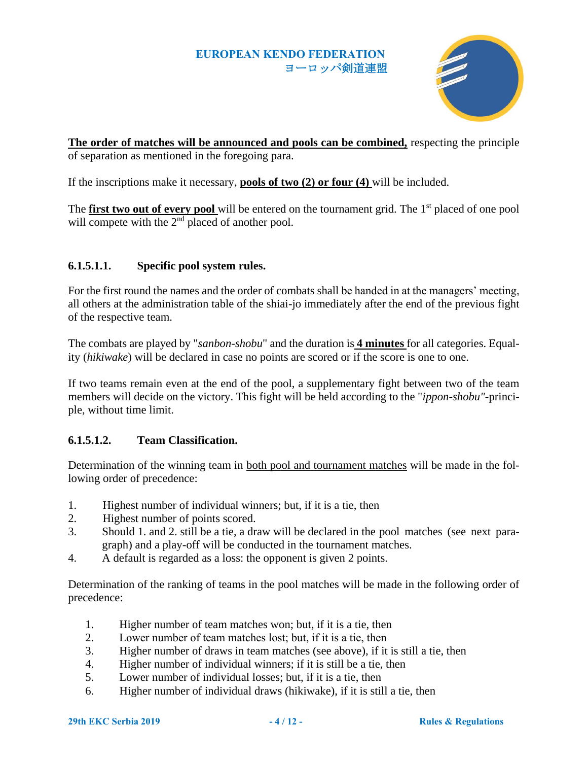**The order of matches will be announced and pools can be combined,** respecting the principle of separation as mentioned in the foregoing para.

If the inscriptions make it necessary, **pools of two (2) or four (4)** will be included.

The **first two out of every pool** will be entered on the tournament grid. The 1st placed of one pool will compete with the 2nd placed of another pool.

#### 6.1.5.1.1. Specific pool system rules.

For the first round the names and the order of combats shall be handed in at the managers' meeting, all others at the administration table of the shiai-jo immediately after the end of the previous fight of the respective team.

The combats are played by "*sanbon-shobu*" and the duration is **4 minutes** for all categories. Equality (*hikiwake*) will be declared in case no points are scored or if the score is one to one.

If two teams remain even at the end of the pool, a supplementary fight between two of the team members will decide on the victory. This fight will be held according to the "*ippon-shobu"*-principle, without time limit.

#### 6.1.5.1.2. Team Classification.

Determination of the winning team in both pool and tournament matches will be made in the following order of precedence:

1. Highest number of individual winners; but, if it is a tie, then
2. Highest number of points scored.
3. Should 1. and 2. still be a tie, a draw will be declared in the pool matches (see next paragraph) and a play-off will be conducted in the tournament matches.
4. A default is regarded as a loss: the opponent is given 2 points.

Determination of the ranking of teams in the pool matches will be made in the following order of precedence:

1. Higher number of team matches won; but, if it is a tie, then
2. Lower number of team matches lost; but, if it is a tie, then
3. Higher number of draws in team matches (see above), if it is still a tie, then
4. Higher number of individual winners; if it is still be a tie, then
5. Lower number of individual losses; but, if it is a tie, then
6. Higher number of individual draws (hikiwake), if it is still a tie, then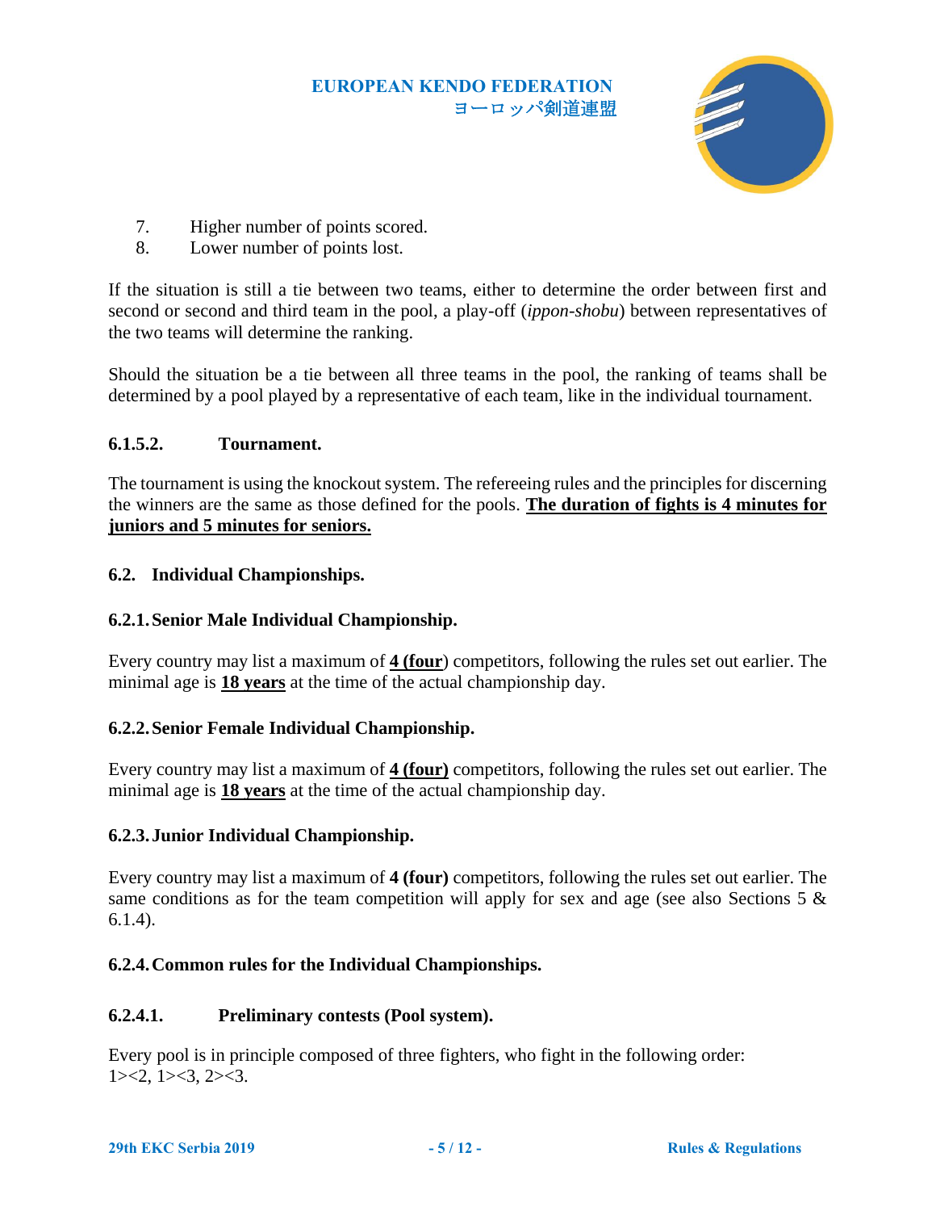7. Higher number of points scored.
8. Lower number of points lost.

If the situation is still a tie between two teams, either to determine the order between first and second or second and third team in the pool, a play-off (*ippon-shobu*) between representatives of the two teams will determine the ranking.

Should the situation be a tie between all three teams in the pool, the ranking of teams shall be determined by a pool played by a representative of each team, like in the individual tournament.

#### 6.1.5.2. Tournament.

The tournament is using the knockout system. The refereeing rules and the principles for discerning the winners are the same as those defined for the pools. **The duration of fights is 4 minutes for juniors and 5 minutes for seniors.**

## 6.2. Individual Championships.

### 6.2.1. Senior Male Individual Championship.

Every country may list a maximum of **4 (four**) competitors, following the rules set out earlier. The minimal age is **18 years** at the time of the actual championship day.

### 6.2.2. Senior Female Individual Championship.

Every country may list a maximum of **4 (four)** competitors, following the rules set out earlier. The minimal age is **18 years** at the time of the actual championship day.

### 6.2.3. Junior Individual Championship.

Every country may list a maximum of **4 (four)** competitors, following the rules set out earlier. The same conditions as for the team competition will apply for sex and age (see also Sections 5 & 6.1.4).

### 6.2.4. Common rules for the Individual Championships.

#### 6.2.4.1. Preliminary contests (Pool system).

Every pool is in principle composed of three fighters, who fight in the following order:
1><2, 1><3, 2><3.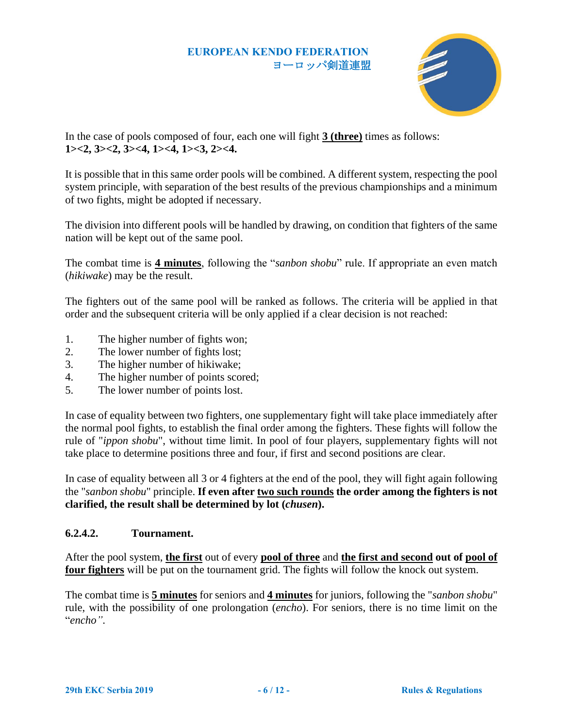In the case of pools composed of four, each one will fight **3 (three)** times as follows:
**1><2, 3><2, 3><4, 1><4, 1><3, 2><4.**

It is possible that in this same order pools will be combined. A different system, respecting the pool system principle, with separation of the best results of the previous championships and a minimum of two fights, might be adopted if necessary.

The division into different pools will be handled by drawing, on condition that fighters of the same nation will be kept out of the same pool.

The combat time is **4 minutes**, following the "*sanbon shobu*" rule. If appropriate an even match (*hikiwake*) may be the result.

The fighters out of the same pool will be ranked as follows. The criteria will be applied in that order and the subsequent criteria will be only applied if a clear decision is not reached:

1. The higher number of fights won;
2. The lower number of fights lost;
3. The higher number of hikiwake;
4. The higher number of points scored;
5. The lower number of points lost.

In case of equality between two fighters, one supplementary fight will take place immediately after the normal pool fights, to establish the final order among the fighters. These fights will follow the rule of "*ippon shobu*", without time limit. In pool of four players, supplementary fights will not take place to determine positions three and four, if first and second positions are clear.

In case of equality between all 3 or 4 fighters at the end of the pool, they will fight again following the "*sanbon shobu*" principle. **If even after two such rounds the order among the fighters is not clarified, the result shall be determined by lot (*chusen*).**

### 6.2.4.2. Tournament.

After the pool system, **the first** out of every **pool of three** and **the first and second out of pool of four fighters** will be put on the tournament grid. The fights will follow the knock out system.

The combat time is **5 minutes** for seniors and **4 minutes** for juniors, following the "*sanbon shobu*" rule, with the possibility of one prolongation (*encho*). For seniors, there is no time limit on the "*encho*".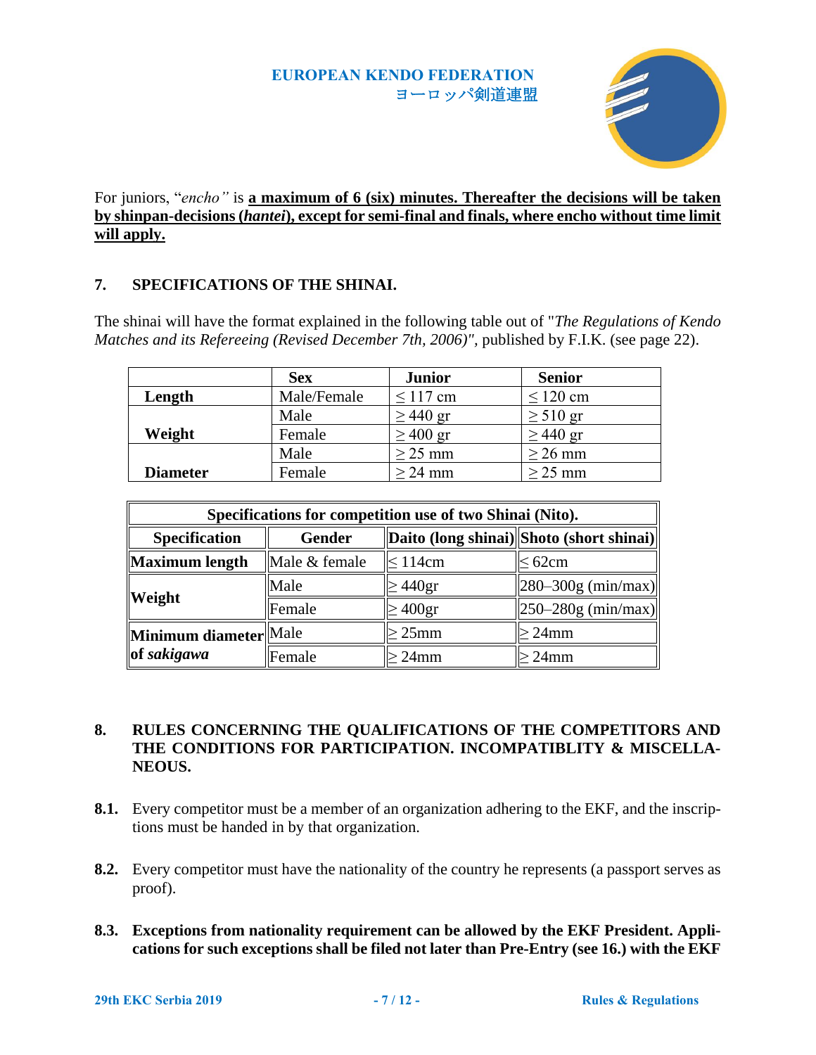For juniors, “*encho”* is **a maximum of 6 (six) minutes. Thereafter the decisions will be taken by shinpan-decisions (*hantei*), except for semi-final and finals, where encho without time limit will apply.**

## 7. SPECIFICATIONS OF THE SHINAI.

The shinai will have the format explained in the following table out of "*The Regulations of Kendo Matches and its Refereeing (Revised December 7th, 2006)"*, published by F.I.K. (see page 22).

| | Sex | Junior | Senior |
|---|---|---|---|
| **Length** | Male/Female | ≤ 117 cm | ≤ 120 cm |
| **Weight** | Male | ≥ 440 gr | ≥ 510 gr |
| | Female | ≥ 400 gr | ≥ 440 gr |
| **Diameter** | Male | ≥ 25 mm | ≥ 26 mm |
| | Female | ≥ 24 mm | ≥ 25 mm |

| **Specifications for competition use of two Shinai (Nito).** | | | |
|---|---|---|---|
| **Specification** | **Gender** | **Daito (long shinai)** | **Shoto (short shinai)** |
| **Maximum length** | Male & female | ≤ 114cm | ≤ 62cm |
| **Weight** | Male | ≥ 440gr | 280–300g (min/max) |
| | Female | ≥ 400gr | 250–280g (min/max) |
| **Minimum diameter of *sakigawa*** | Male | ≥ 25mm | ≥ 24mm |
| | Female | ≥ 24mm | ≥ 24mm |

## 8. RULES CONCERNING THE QUALIFICATIONS OF THE COMPETITORS AND THE CONDITIONS FOR PARTICIPATION. INCOMPATIBLITY & MISCELLANEOUS.

**8.1.** Every competitor must be a member of an organization adhering to the EKF, and the inscriptions must be handed in by that organization.

**8.2.** Every competitor must have the nationality of the country he represents (a passport serves as proof).

**8.3. Exceptions from nationality requirement can be allowed by the EKF President. Applications for such exceptions shall be filed not later than Pre-Entry (see 16.) with the EKF**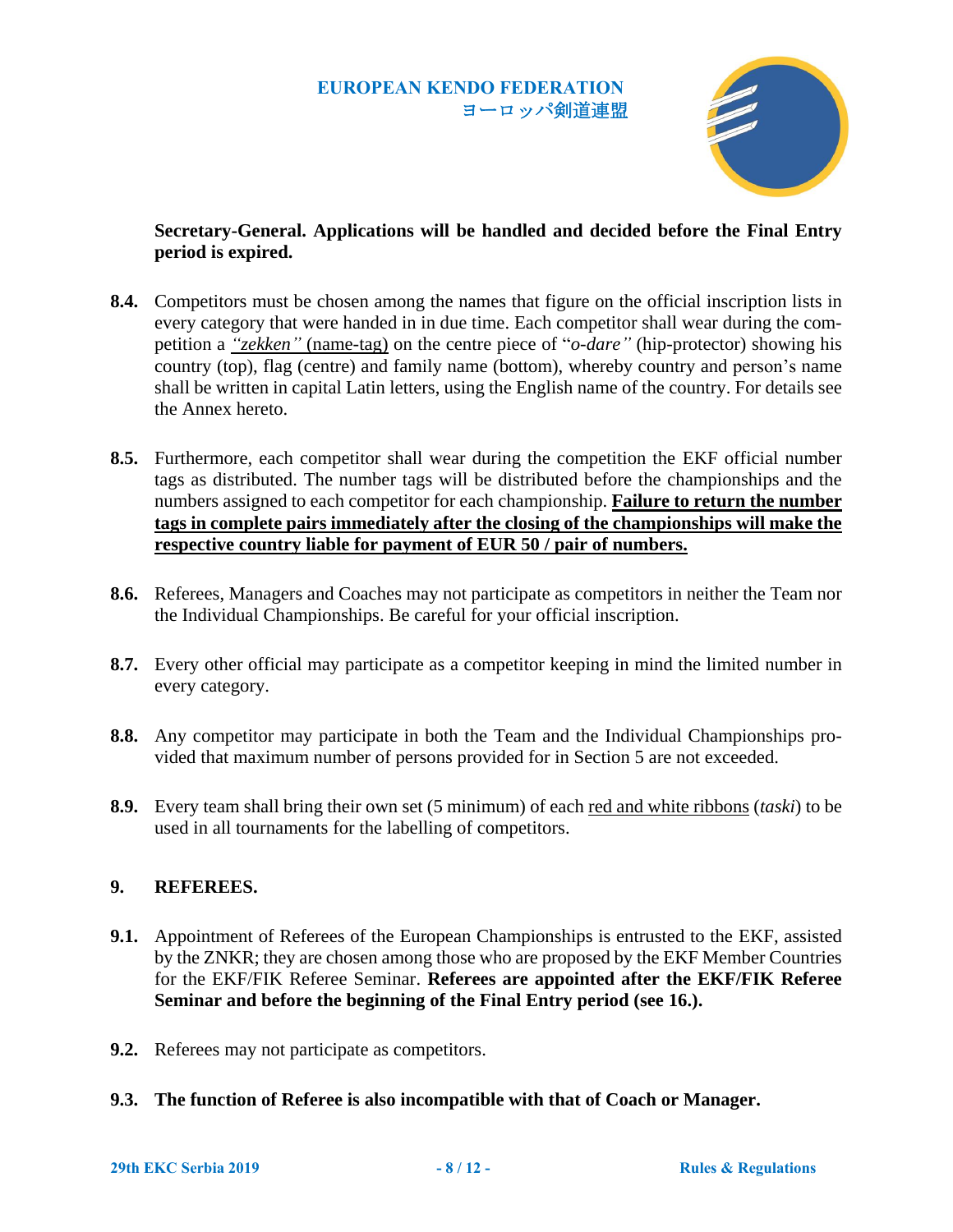**Secretary-General. Applications will be handled and decided before the Final Entry period is expired.**

**8.4.** Competitors must be chosen among the names that figure on the official inscription lists in every category that were handed in in due time. Each competitor shall wear during the competition a *"zekken"* (name-tag) on the centre piece of "*o-dare"* (hip-protector) showing his country (top), flag (centre) and family name (bottom), whereby country and person's name shall be written in capital Latin letters, using the English name of the country. For details see the Annex hereto.

**8.5.** Furthermore, each competitor shall wear during the competition the EKF official number tags as distributed. The number tags will be distributed before the championships and the numbers assigned to each competitor for each championship. **Failure to return the number tags in complete pairs immediately after the closing of the championships will make the respective country liable for payment of EUR 50 / pair of numbers.**

**8.6.** Referees, Managers and Coaches may not participate as competitors in neither the Team nor the Individual Championships. Be careful for your official inscription.

**8.7.** Every other official may participate as a competitor keeping in mind the limited number in every category.

**8.8.** Any competitor may participate in both the Team and the Individual Championships provided that maximum number of persons provided for in Section 5 are not exceeded.

**8.9.** Every team shall bring their own set (5 minimum) of each red and white ribbons (*taski*) to be used in all tournaments for the labelling of competitors.

## 9. REFEREES.

**9.1.** Appointment of Referees of the European Championships is entrusted to the EKF, assisted by the ZNKR; they are chosen among those who are proposed by the EKF Member Countries for the EKF/FIK Referee Seminar. **Referees are appointed after the EKF/FIK Referee Seminar and before the beginning of the Final Entry period (see 16.).**

**9.2.** Referees may not participate as competitors.

**9.3. The function of Referee is also incompatible with that of Coach or Manager.**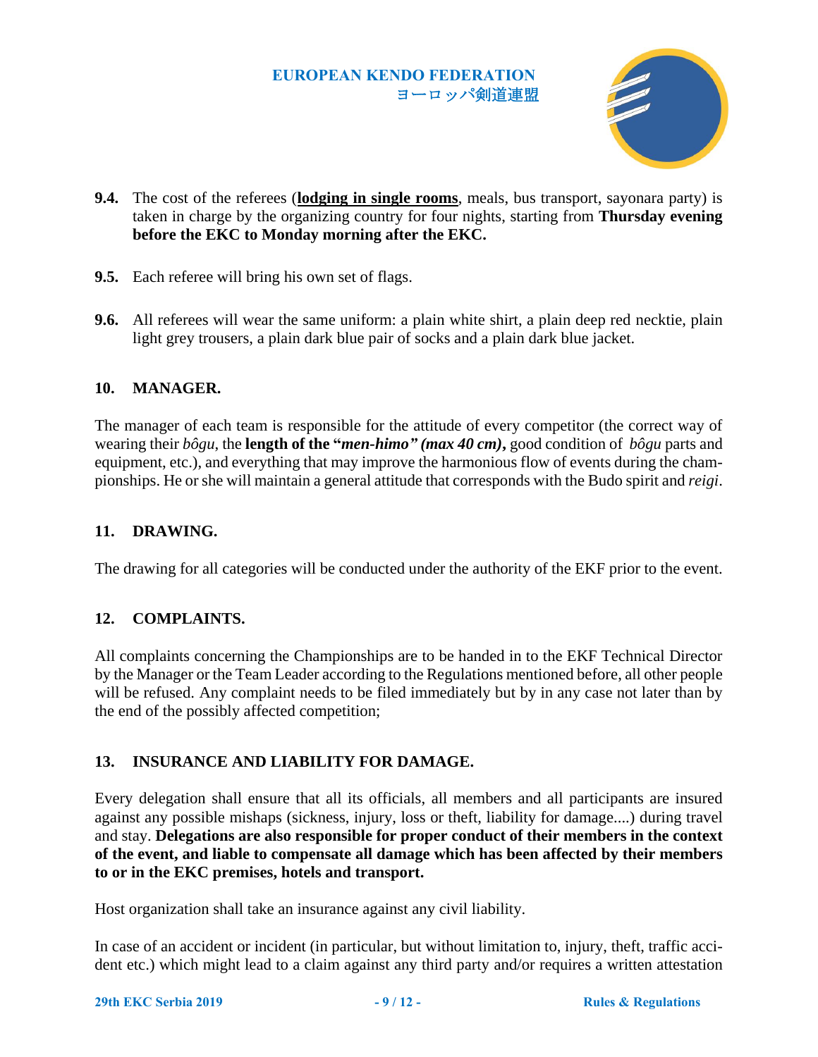**9.4.** The cost of the referees (**lodging in single rooms**, meals, bus transport, sayonara party) is taken in charge by the organizing country for four nights, starting from **Thursday evening before the EKC to Monday morning after the EKC.**

**9.5.** Each referee will bring his own set of flags.

**9.6.** All referees will wear the same uniform: a plain white shirt, a plain deep red necktie, plain light grey trousers, a plain dark blue pair of socks and a plain dark blue jacket.

## 10. MANAGER.

The manager of each team is responsible for the attitude of every competitor (the correct way of wearing their *bôgu*, the **length of the "*men-himo" (max 40 cm)*,** good condition of *bôgu* parts and equipment, etc.), and everything that may improve the harmonious flow of events during the championships. He or she will maintain a general attitude that corresponds with the Budo spirit and *reigi*.

## 11. DRAWING.

The drawing for all categories will be conducted under the authority of the EKF prior to the event.

## 12. COMPLAINTS.

All complaints concerning the Championships are to be handed in to the EKF Technical Director by the Manager or the Team Leader according to the Regulations mentioned before, all other people will be refused. Any complaint needs to be filed immediately but by in any case not later than by the end of the possibly affected competition;

## 13. INSURANCE AND LIABILITY FOR DAMAGE.

Every delegation shall ensure that all its officials, all members and all participants are insured against any possible mishaps (sickness, injury, loss or theft, liability for damage....) during travel and stay. **Delegations are also responsible for proper conduct of their members in the context of the event, and liable to compensate all damage which has been affected by their members to or in the EKC premises, hotels and transport.**

Host organization shall take an insurance against any civil liability.

In case of an accident or incident (in particular, but without limitation to, injury, theft, traffic accident etc.) which might lead to a claim against any third party and/or requires a written attestation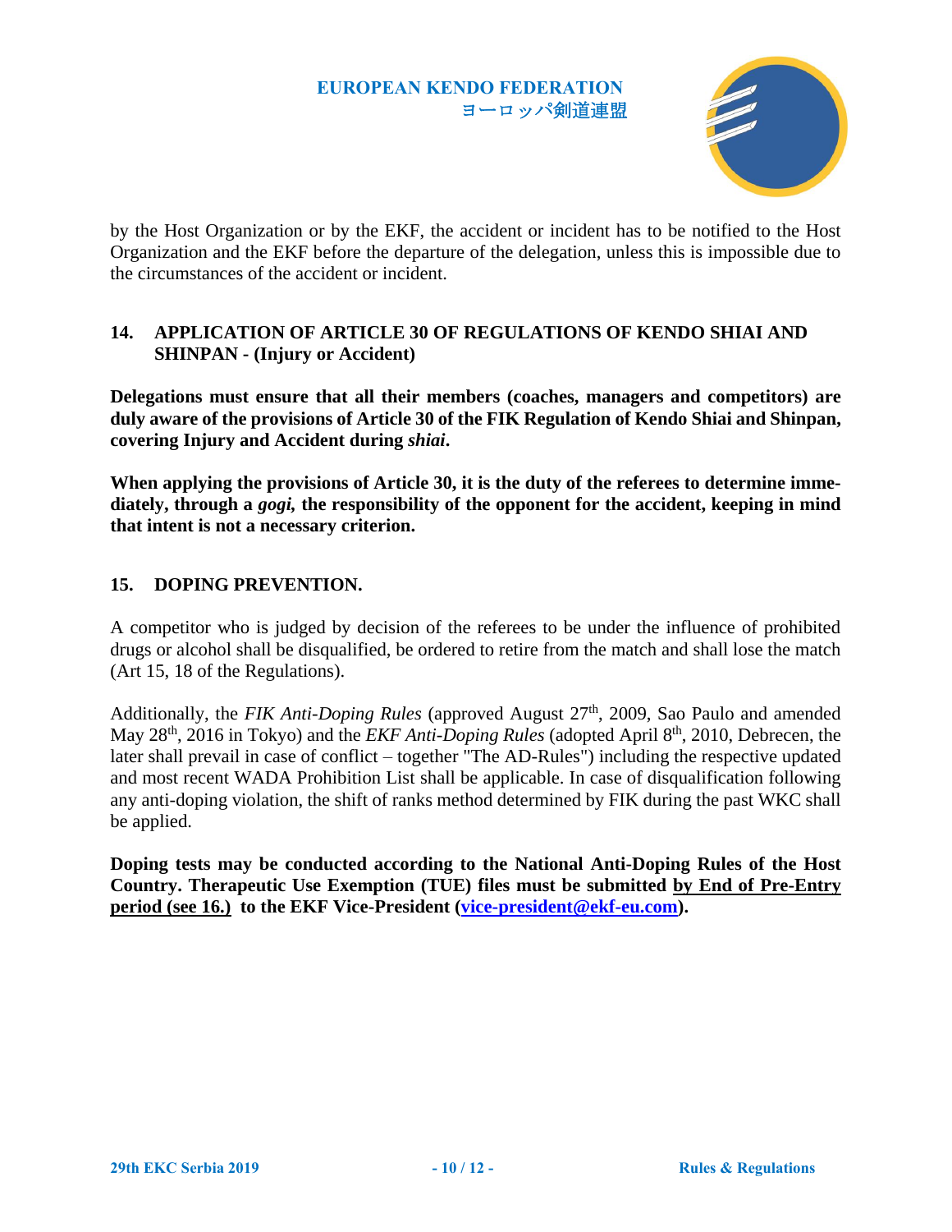by the Host Organization or by the EKF, the accident or incident has to be notified to the Host Organization and the EKF before the departure of the delegation, unless this is impossible due to the circumstances of the accident or incident.

## 14. APPLICATION OF ARTICLE 30 OF REGULATIONS OF KENDO SHIAI AND SHINPAN - (Injury or Accident)

**Delegations must ensure that all their members (coaches, managers and competitors) are duly aware of the provisions of Article 30 of the FIK Regulation of Kendo Shiai and Shinpan, covering Injury and Accident during *shiai*.**

**When applying the provisions of Article 30, it is the duty of the referees to determine immediately, through a *gogi*, the responsibility of the opponent for the accident, keeping in mind that intent is not a necessary criterion.**

## 15. DOPING PREVENTION.

A competitor who is judged by decision of the referees to be under the influence of prohibited drugs or alcohol shall be disqualified, be ordered to retire from the match and shall lose the match (Art 15, 18 of the Regulations).

Additionally, the *FIK Anti-Doping Rules* (approved August 27th, 2009, Sao Paulo and amended May 28th, 2016 in Tokyo) and the *EKF Anti-Doping Rules* (adopted April 8th, 2010, Debrecen, the later shall prevail in case of conflict – together "The AD-Rules") including the respective updated and most recent WADA Prohibition List shall be applicable. In case of disqualification following any anti-doping violation, the shift of ranks method determined by FIK during the past WKC shall be applied.

**Doping tests may be conducted according to the National Anti-Doping Rules of the Host Country. Therapeutic Use Exemption (TUE) files must be submitted <u>by End of Pre-Entry period (see 16.)</u> to the EKF Vice-President ([vice-president@ekf-eu.com](mailto:vice-president@ekf-eu.com)).**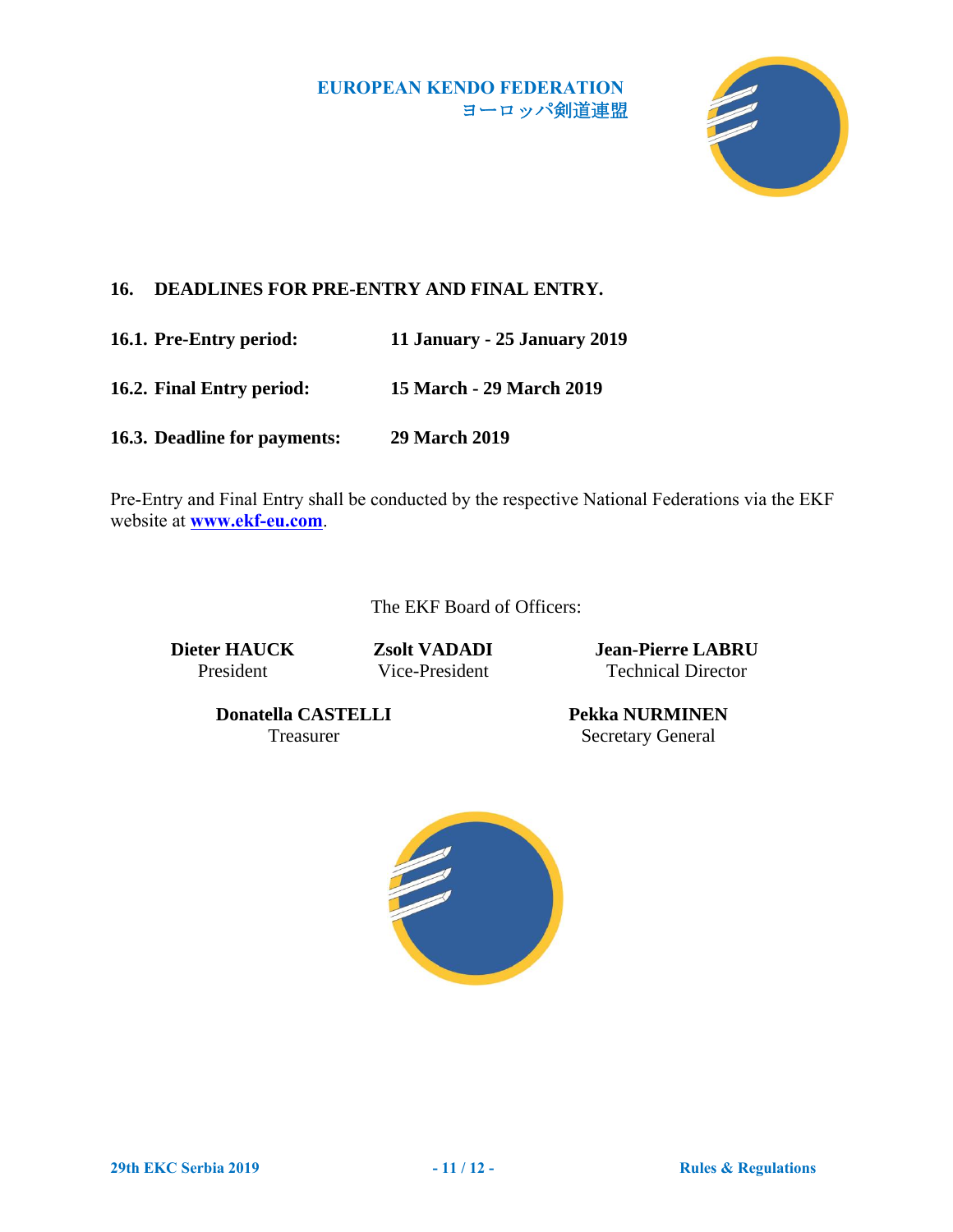## 16. DEADLINES FOR PRE-ENTRY AND FINAL ENTRY.

**16.1. Pre-Entry period:** **11 January - 25 January 2019**

**16.2. Final Entry period:** **15 March - 29 March 2019**

**16.3. Deadline for payments:** **29 March 2019**

Pre-Entry and Final Entry shall be conducted by the respective National Federations via the EKF website at **www.ekf-eu.com**.

The EKF Board of Officers:

**Dieter HAUCK**
President

**Zsolt VADADI**
Vice-President

**Jean-Pierre LABRU**
Technical Director

**Donatella CASTELLI**
Treasurer

**Pekka NURMINEN**
Secretary General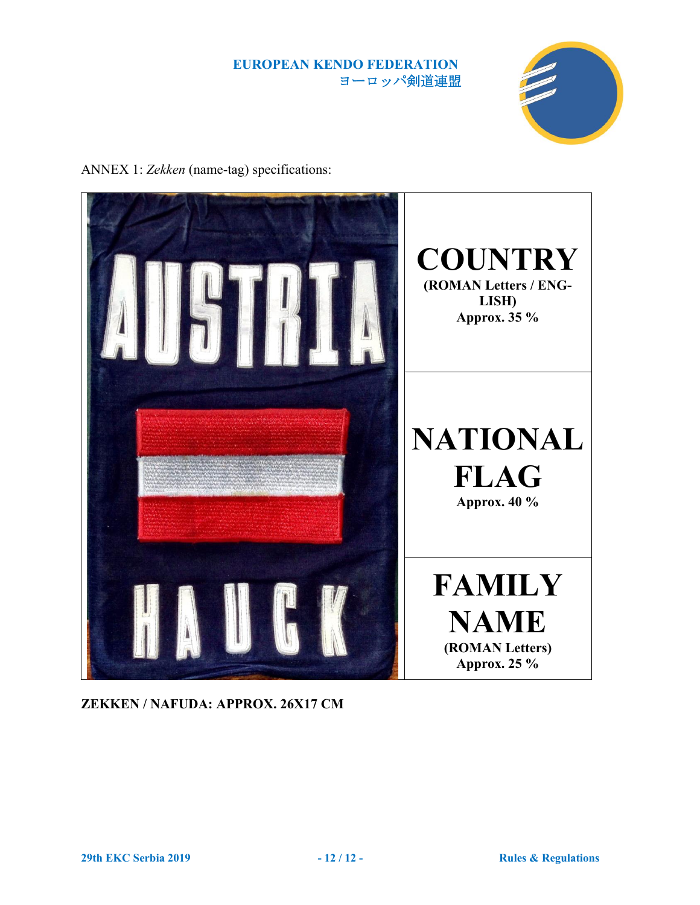ANNEX 1: *Zekken* (name-tag) specifications:

| | |
|---|---|
| AUSTRIA | **COUNTRY** **(ROMAN Letters / ENGLISH)** **Approx. 35 %** |
| | **NATIONAL FLAG** **Approx. 40 %** |
| HAUCK | **FAMILY NAME** **(ROMAN Letters)** **Approx. 25 %** |

**ZEKKEN / NAFUDA: APPROX. 26X17 CM**